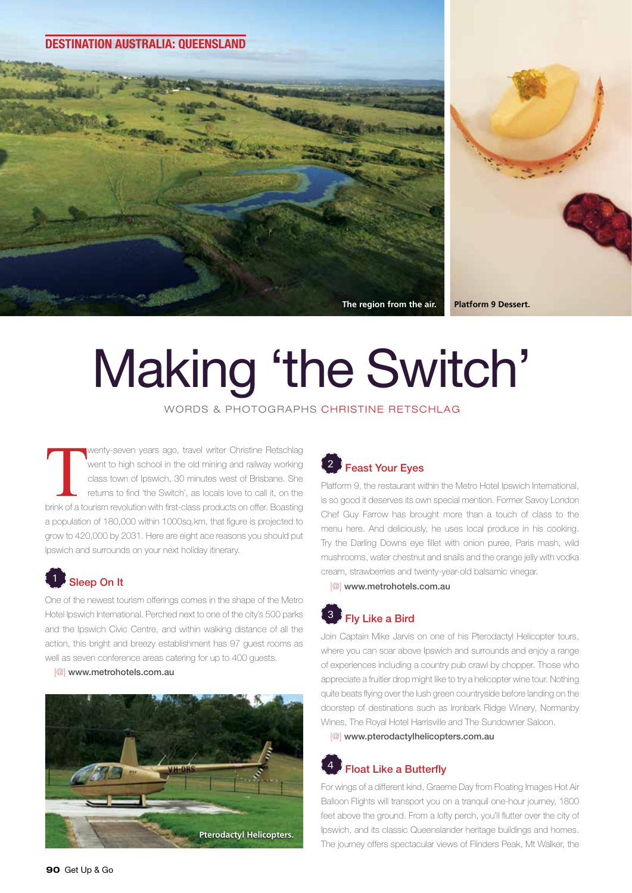DESTINATION AUSTRALIA: QUEENSLAND

The region from the air.

Platform 9 Dessert.

# Making 'the Switch'

WORDS & PHOTOGRAPHS CHRISTINE RETSCHLAG

Twenty-seven years ago, travel writer Christine Retschlag went to high school in the old mining and railway working class town of Ipswich, 30 minutes west of Brisbane. She returns to find 'the Switch', as locals love to call it, on the brink of a tourism revolution with first-class products on offer. Boasting a population of 180,000 within 1000sq.km, that figure is projected to grow to 420,000 by 2031. Here are eight ace reasons you should put Ipswich and surrounds on your next holiday itinerary.

## 1 Sleep On It

One of the newest tourism offerings comes in the shape of the Metro Hotel Ipswich International. Perched next to one of the city's 500 parks and the Ipswich Civic Centre, and within walking distance of all the action, this bright and breezy establishment has 97 guest rooms as well as seven conference areas catering for up to 400 guests.

[@] **www.metrohotels.com.au**

Pterodactyl Helicopters.

## 2 Feast Your Eyes

Platform 9, the restaurant within the Metro Hotel Ipswich International, is so good it deserves its own special mention. Former Savoy London Chef Guy Farrow has brought more than a touch of class to the menu here. And deliciously, he uses local produce in his cooking. Try the Darling Downs eye fillet with onion puree, Paris mash, wild mushrooms, water chestnut and snails and the orange jelly with vodka cream, strawberries and twenty-year-old balsamic vinegar.

[@] **www.metrohotels.com.au**

## 3 Fly Like a Bird

Join Captain Mike Jarvis on one of his Pterodactyl Helicopter tours, where you can soar above Ipswich and surrounds and enjoy a range of experiences including a country pub crawl by chopper. Those who appreciate a fruitier drop might like to try a helicopter wine tour. Nothing quite beats flying over the lush green countryside before landing on the doorstep of destinations such as Ironbark Ridge Winery, Normanby Wines, The Royal Hotel Harrisville and The Sundowner Saloon.

[@] **www.pterodactylhelicopters.com.au**

## 4 Float Like a Butterfly

For wings of a different kind, Graeme Day from Floating Images Hot Air Balloon Flights will transport you on a tranquil one-hour journey, 1800 feet above the ground. From a lofty perch, you'll flutter over the city of Ipswich, and its classic Queenslander heritage buildings and homes. The journey offers spectacular views of Flinders Peak, Mt Walker, the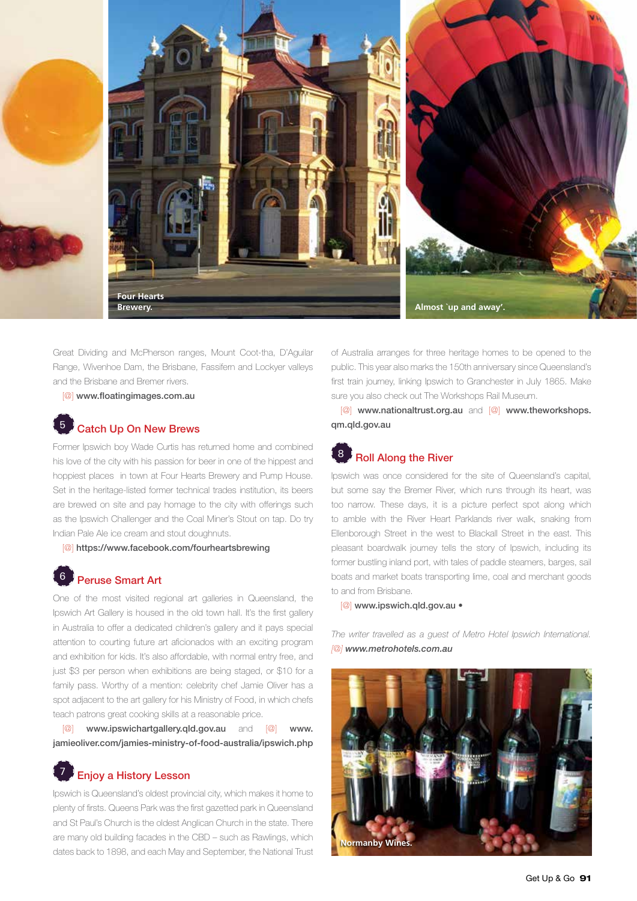Four Hearts Brewery.

Almost `up and away'.

Great Dividing and McPherson ranges, Mount Coot-tha, D'Aguilar Range, Wivenhoe Dam, the Brisbane, Fassifern and Lockyer valleys and the Brisbane and Bremer rivers.

[@] **www.floatingimages.com.au**

## 5 Catch Up On New Brews

Former Ipswich boy Wade Curtis has returned home and combined his love of the city with his passion for beer in one of the hippest and hoppiest places in town at Four Hearts Brewery and Pump House. Set in the heritage-listed former technical trades institution, its beers are brewed on site and pay homage to the city with offerings such as the Ipswich Challenger and the Coal Miner's Stout on tap. Do try Indian Pale Ale ice cream and stout doughnuts.

[@] **https://www.facebook.com/fourheartsbrewing**

## 6 Peruse Smart Art

One of the most visited regional art galleries in Queensland, the Ipswich Art Gallery is housed in the old town hall. It's the first gallery in Australia to offer a dedicated children's gallery and it pays special attention to courting future art aficionados with an exciting program and exhibition for kids. It's also affordable, with normal entry free, and just $3 per person when exhibitions are being staged, or $10 for a family pass. Worthy of a mention: celebrity chef Jamie Oliver has a spot adjacent to the art gallery for his Ministry of Food, in which chefs teach patrons great cooking skills at a reasonable price.

[@] **www.ipswichartgallery.qld.gov.au** and [@] **www.jamieoliver.com/jamies-ministry-of-food-australia/ipswich.php**

## 7 Enjoy a History Lesson

Ipswich is Queensland's oldest provincial city, which makes it home to plenty of firsts. Queens Park was the first gazetted park in Queensland and St Paul's Church is the oldest Anglican Church in the state. There are many old building facades in the CBD – such as Rawlings, which dates back to 1898, and each May and September, the National Trust of Australia arranges for three heritage homes to be opened to the public. This year also marks the 150th anniversary since Queensland's first train journey, linking Ipswich to Granchester in July 1865. Make sure you also check out The Workshops Rail Museum.

[@] **www.nationaltrust.org.au** and [@] **www.theworkshops.qm.qld.gov.au**

## 8 Roll Along the River

Ipswich was once considered for the site of Queensland's capital, but some say the Bremer River, which runs through its heart, was too narrow. These days, it is a picture perfect spot along which to amble with the River Heart Parklands river walk, snaking from Ellenborough Street in the west to Blackall Street in the east. This pleasant boardwalk journey tells the story of Ipswich, including its former bustling inland port, with tales of paddle steamers, barges, sail boats and market boats transporting lime, coal and merchant goods to and from Brisbane.

[@] **www.ipswich.qld.gov.au** •

*The writer travelled as a guest of Metro Hotel Ipswich International.* *[@]* ***www.metrohotels.com.au***

Normanby Wines.